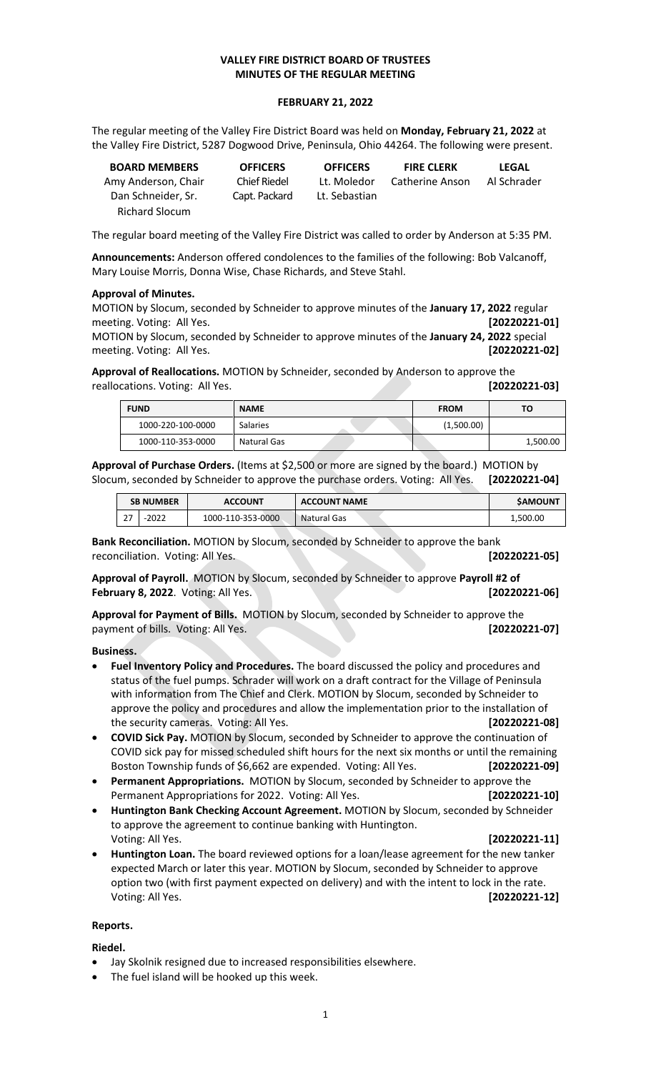**VALLEY FIRE DISTRICT BOARD OF TRUSTEES**
**MINUTES OF THE REGULAR MEETING**

**FEBRUARY 21, 2022**

The regular meeting of the Valley Fire District Board was held on **Monday, February 21, 2022** at the Valley Fire District, 5287 Dogwood Drive, Peninsula, Ohio 44264. The following were present.

| BOARD MEMBERS | OFFICERS | OFFICERS | FIRE CLERK | LEGAL |
|---|---|---|---|---|
| Amy Anderson, Chair | Chief Riedel | Lt. Moledor | Catherine Anson | Al Schrader |
| Dan Schneider, Sr. | Capt. Packard | Lt. Sebastian | | |
| Richard Slocum | | | | |

The regular board meeting of the Valley Fire District was called to order by Anderson at 5:35 PM.

**Announcements:** Anderson offered condolences to the families of the following: Bob Valcanoff, Mary Louise Morris, Donna Wise, Chase Richards, and Steve Stahl.

**Approval of Minutes.**
MOTION by Slocum, seconded by Schneider to approve minutes of the **January 17, 2022** regular meeting. Voting: All Yes. **[20220221-01]**
MOTION by Slocum, seconded by Schneider to approve minutes of the **January 24, 2022** special meeting. Voting: All Yes. **[20220221-02]**

**Approval of Reallocations.** MOTION by Schneider, seconded by Anderson to approve the reallocations. Voting: All Yes. **[20220221-03]**

| FUND | NAME | FROM | TO |
|---|---|---|---|
| 1000-220-100-0000 | Salaries | (1,500.00) | |
| 1000-110-353-0000 | Natural Gas | | 1,500.00 |

**Approval of Purchase Orders.** (Items at $2,500 or more are signed by the board.) MOTION by Slocum, seconded by Schneider to approve the purchase orders. Voting: All Yes. **[20220221-04]**

| SB NUMBER | | ACCOUNT | ACCOUNT NAME | $AMOUNT |
|---|---|---|---|---|
| 27 | -2022 | 1000-110-353-0000 | Natural Gas | 1,500.00 |

**Bank Reconciliation.** MOTION by Slocum, seconded by Schneider to approve the bank reconciliation. Voting: All Yes. **[20220221-05]**

**Approval of Payroll.** MOTION by Slocum, seconded by Schneider to approve **Payroll #2 of February 8, 2022**. Voting: All Yes. **[20220221-06]**

**Approval for Payment of Bills.** MOTION by Slocum, seconded by Schneider to approve the payment of bills. Voting: All Yes. **[20220221-07]**

**Business.**

- **Fuel Inventory Policy and Procedures.** The board discussed the policy and procedures and status of the fuel pumps. Schrader will work on a draft contract for the Village of Peninsula with information from The Chief and Clerk. MOTION by Slocum, seconded by Schneider to approve the policy and procedures and allow the implementation prior to the installation of the security cameras. Voting: All Yes. **[20220221-08]**
- **COVID Sick Pay.** MOTION by Slocum, seconded by Schneider to approve the continuation of COVID sick pay for missed scheduled shift hours for the next six months or until the remaining Boston Township funds of $6,662 are expended. Voting: All Yes. **[20220221-09]**
- **Permanent Appropriations.** MOTION by Slocum, seconded by Schneider to approve the Permanent Appropriations for 2022. Voting: All Yes. **[20220221-10]**
- **Huntington Bank Checking Account Agreement.** MOTION by Slocum, seconded by Schneider to approve the agreement to continue banking with Huntington. Voting: All Yes. **[20220221-11]**
- **Huntington Loan.** The board reviewed options for a loan/lease agreement for the new tanker expected March or later this year. MOTION by Slocum, seconded by Schneider to approve option two (with first payment expected on delivery) and with the intent to lock in the rate. Voting: All Yes. **[20220221-12]**

**Reports.**

**Riedel.**

- Jay Skolnik resigned due to increased responsibilities elsewhere.
- The fuel island will be hooked up this week.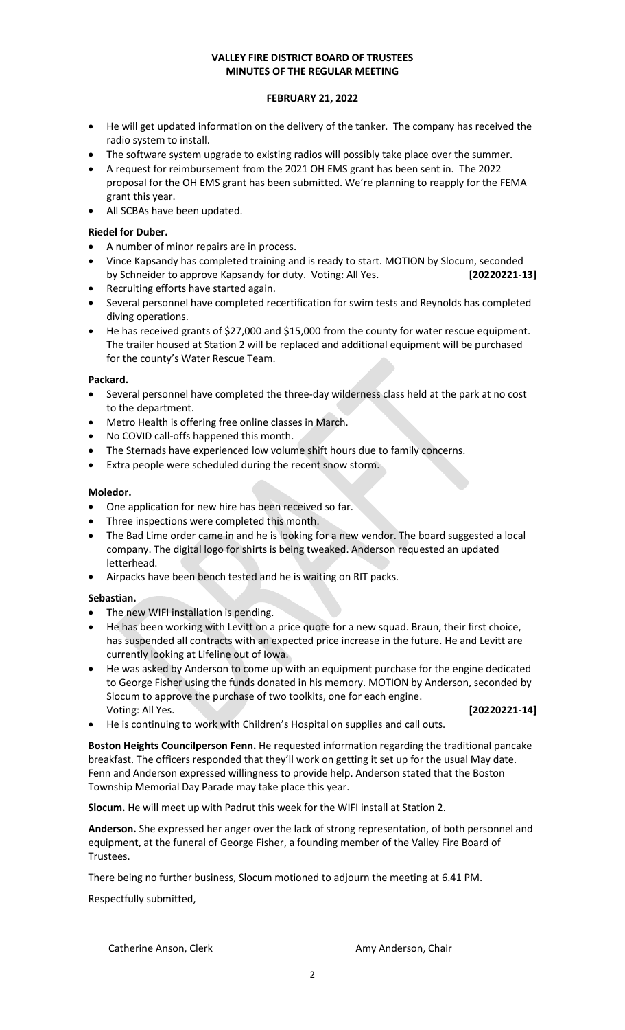**VALLEY FIRE DISTRICT BOARD OF TRUSTEES**
**MINUTES OF THE REGULAR MEETING**

**FEBRUARY 21, 2022**

- He will get updated information on the delivery of the tanker. The company has received the radio system to install.
- The software system upgrade to existing radios will possibly take place over the summer.
- A request for reimbursement from the 2021 OH EMS grant has been sent in. The 2022 proposal for the OH EMS grant has been submitted. We're planning to reapply for the FEMA grant this year.
- All SCBAs have been updated.

**Riedel for Duber.**

- A number of minor repairs are in process.
- Vince Kapsandy has completed training and is ready to start. MOTION by Slocum, seconded by Schneider to approve Kapsandy for duty. Voting: All Yes. **[20220221-13]**
- Recruiting efforts have started again.
- Several personnel have completed recertification for swim tests and Reynolds has completed diving operations.
- He has received grants of $27,000 and $15,000 from the county for water rescue equipment. The trailer housed at Station 2 will be replaced and additional equipment will be purchased for the county's Water Rescue Team.

**Packard.**

- Several personnel have completed the three-day wilderness class held at the park at no cost to the department.
- Metro Health is offering free online classes in March.
- No COVID call-offs happened this month.
- The Sternads have experienced low volume shift hours due to family concerns.
- Extra people were scheduled during the recent snow storm.

**Moledor.**

- One application for new hire has been received so far.
- Three inspections were completed this month.
- The Bad Lime order came in and he is looking for a new vendor. The board suggested a local company. The digital logo for shirts is being tweaked. Anderson requested an updated letterhead.
- Airpacks have been bench tested and he is waiting on RIT packs.

**Sebastian.**

- The new WIFI installation is pending.
- He has been working with Levitt on a price quote for a new squad. Braun, their first choice, has suspended all contracts with an expected price increase in the future. He and Levitt are currently looking at Lifeline out of Iowa.
- He was asked by Anderson to come up with an equipment purchase for the engine dedicated to George Fisher using the funds donated in his memory. MOTION by Anderson, seconded by Slocum to approve the purchase of two toolkits, one for each engine. Voting: All Yes. **[20220221-14]**
- He is continuing to work with Children's Hospital on supplies and call outs.

**Boston Heights Councilperson Fenn.** He requested information regarding the traditional pancake breakfast. The officers responded that they'll work on getting it set up for the usual May date. Fenn and Anderson expressed willingness to provide help. Anderson stated that the Boston Township Memorial Day Parade may take place this year.

**Slocum.** He will meet up with Padrut this week for the WIFI install at Station 2.

**Anderson.** She expressed her anger over the lack of strong representation, of both personnel and equipment, at the funeral of George Fisher, a founding member of the Valley Fire Board of Trustees.

There being no further business, Slocum motioned to adjourn the meeting at 6.41 PM.

Respectfully submitted,

| | |
|---|---|
| Catherine Anson, Clerk | Amy Anderson, Chair |